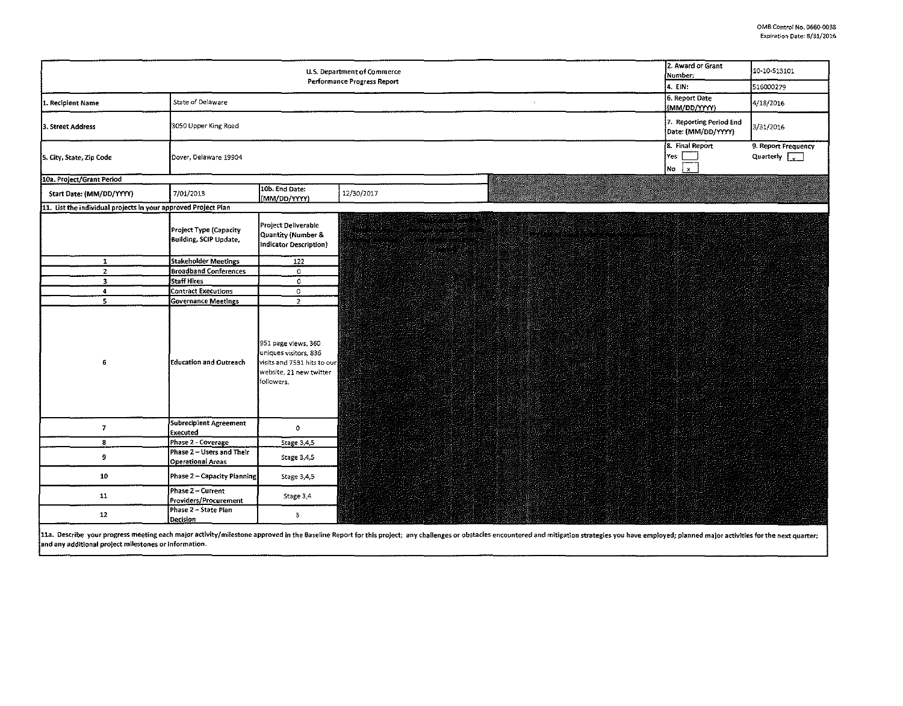OMB Control No. 0660-0038
Expiration Date: 8/31/2016

| U.S. Department of Commerce Performance Progress Report | | | | 2. Award or Grant Number: | 10-10-S13101 |
|---|---|---|---|---|---|
| | | | | 4. EIN: | 516000279 |
| 1. Recipient Name | State of Delaware | | | 6. Report Date (MM/DD/YYYY) | 4/18/2016 |
| 3. Street Address | 3050 Upper King Road | | | 7. Reporting Period End Date: (MM/DD/YYYY) | 3/31/2016 |
| 5. City, State, Zip Code | Dover, Delaware 19904 | | | 8. Final Report Yes [ ] No [x] | 9. Report Frequency Quarterly [x] |
| 10a. Project/Grant Period | | | | | |
| Start Date: (MM/DD/YYYY) | 7/01/2013 | 10b. End Date: (MM/DD/YYYY) | 12/30/2017 | | |

**11. List the individual projects in your approved Project Plan**

| | Project Type (Capacity Building, SCIP Update, | Project Deliverable Quantity (Number & Indicator Description) |
|---|---|---|
| 1 | Stakeholder Meetings | 122 |
| 2 | Broadband Conferences | 0 |
| 3 | Staff Hires | 0 |
| 4 | Contract Executions | 0 |
| 5 | Governance Meetings | 2 |
| 6 | Education and Outreach | 951 page views, 360 uniques visitors, 836 visits and 7531 hits to our website. 21 new twitter followers. |
| 7 | Subrecipient Agreement Executed | 0 |
| 8 | Phase 2 - Coverage | Stage 3,4,5 |
| 9 | Phase 2 – Users and Their Operational Areas | Stage 3,4,5 |
| 10 | Phase 2 – Capacity Planning | Stage 3,4,5 |
| 11 | Phase 2 – Current Providers/Procurement | Stage 3,4 |
| 12 | Phase 2 – State Plan Decision | 3 |

11a. Describe your progress meeting each major activity/milestone approved in the Baseline Report for this project; any challenges or obstacles encountered and mitigation strategies you have employed; planned major activities for the next quarter; and any additional project milestones or information.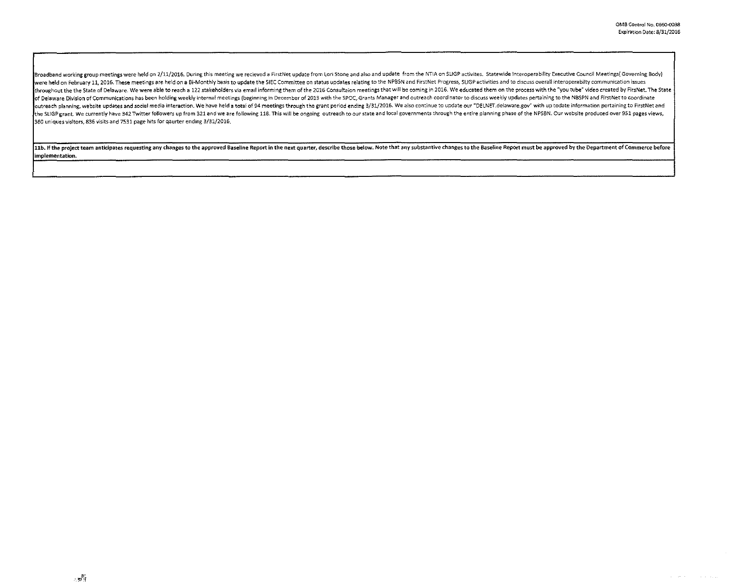Broadband working group meetings were held on 2/11/2016. During this meeting we recieved a FirstNet update from Lori Stone and also and update from the NTIA on SLIGP activites. Statewide Interoperability Executive Council Meetings( Governing Body) were held on February 11, 2016. These meetings are held on a Bi-Monthly basis to update the SIEC Committee on status updates relating to the NPBSN and FirstNet Progress, SLIGP activities and to discuss overall interoperabilty communication issues throughout the the State of Delaware. We were able to reach a 122 stakeholders via email informing them of the 2016 Consultaion meetings that will be coming in 2016. We educated them on the process with the "you tube" video created by FirsNet. The State of Delaware Division of Communications has been holding weekly internal meetings (beginning in December of 2013 with the SPOC, Grants Manager and outreach coordinator to discuss weekly updates pertaining to the NBSPN and FirstNet to coordinate outreach planning, website updates and social media interaction. We have held a total of 94 meetings through the grant period ending 3/31/2016. We also continue to update our "DELNET.delaware.gov" with up todate information pertaining to FirstNet and the SLIGP grant. We currently have 342 Twitter followers up from 321 and we are following 118. This will be ongoing outreach to our state and local governments through the entire planning phase of the NPSBN. Our website produced over 951 pages views, 360 uniques visitors, 836 visits and 7531 page hits for qaurter ending 3/31/2016.

**11b. If the project team anticipates requesting any changes to the approved Baseline Report in the next quarter, describe those below. Note that any substantive changes to the Baseline Report must be approved by the Department of Commerce before implementation.**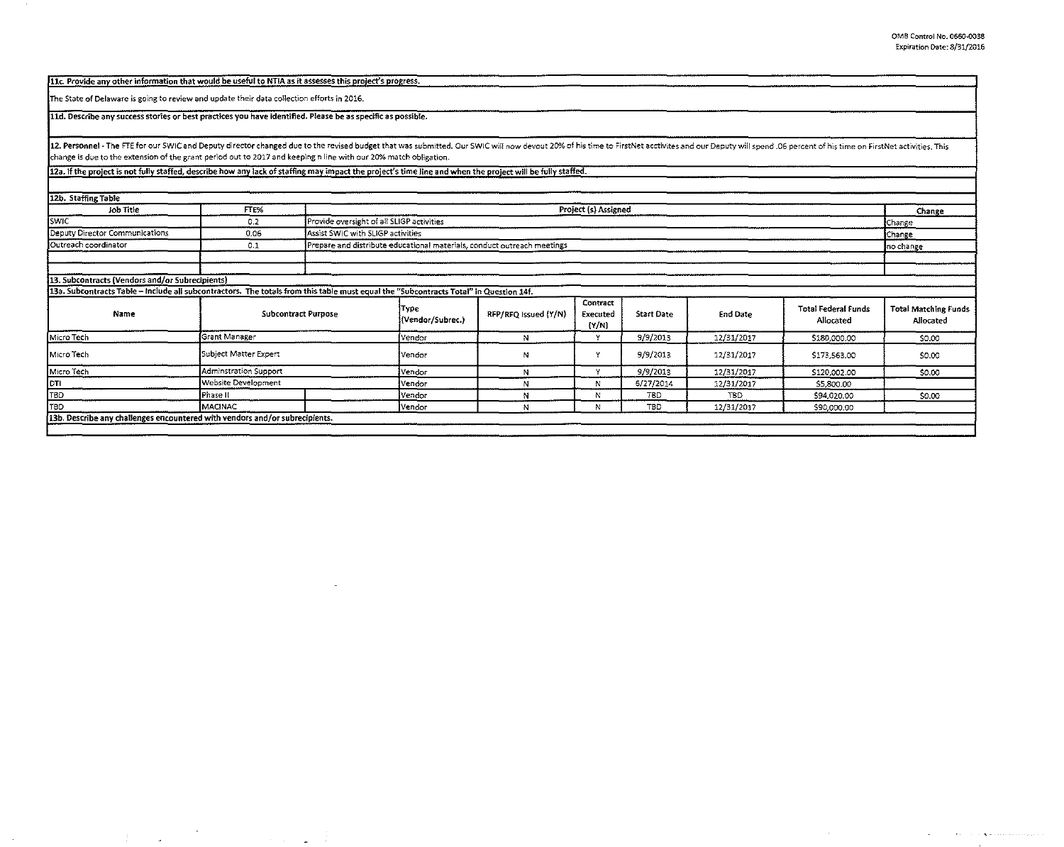OMB Control No. 0660-0038
Expiration Date: 8/31/2016

**11c. Provide any other information that would be useful to NTIA as it assesses this project's progress.**

The State of Delaware is going to review and update their data collection efforts in 2016.

**11d. Describe any success stories or best practices you have identified. Please be as specific as possible.**

**12. Personnel** - The FTE for our SWIC and Deputy director changed due to the revised budget that was submitted. Our SWIC will now devout 20% of his time to FirstNet acctivites and our Deputy will spend .06 percent of his time on FirstNet activities. This change is due to the extension of the grant period out to 2017 and keeping n line with our 20% match obligation.

**12a. If the project is not fully staffed, describe how any lack of staffing may impact the project's time line and when the project will be fully staffed.**

**12b. Staffing Table**

| Job Title | FTE% | Project (s) Assigned | Change |
|---|---|---|---|
| SWIC | 0.2 | Provide oversight of all SLIGP activities | Change |
| Deputy Director Communications | 0.06 | Assist SWIC with SLIGP activities | Change |
| Outreach coordinator | 0.1 | Prepare and distribute educational materials, conduct outreach meetings | no change |
| | | | |
| | | | |

**13. Subcontracts (Vendors and/or Subrecipients)**

**13a. Subcontracts Table – Include all subcontractors. The totals from this table must equal the "Subcontracts Total" in Question 14f.**

| Name | Subcontract Purpose | | Type (Vendor/Subrec.) | RFP/RFQ Issued (Y/N) | Contract Executed (Y/N) | Start Date | End Date | Total Federal Funds Allocated | Total Matching Funds Allocated |
|---|---|---|---|---|---|---|---|---|---|
| Micro Tech | Grant Manager | | Vendor | N | Y | 9/9/2013 | 12/31/2017 | $180,000.00 | $0.00 |
| Micro Tech | Subject Matter Expert | | Vendor | N | Y | 9/9/2013 | 12/31/2017 | $173,563.00 | $0.00 |
| Micro Tech | Adminstration Support | | Vendor | N | Y | 9/9/2013 | 12/31/2017 | $120,002.00 | $0.00 |
| DTI | Website Development | | Vendor | N | N | 6/27/2014 | 12/31/2017 | $5,800.00 | |
| TBD | Phase II | | Vendor | N | N | TBD | TBD | $94,020.00 | $0.00 |
| TBD | MACINAC | | Vendor | N | N | TBD | 12/31/2017 | $90,000.00 | |

**13b. Describe any challenges encountered with vendors and/or subrecipients.**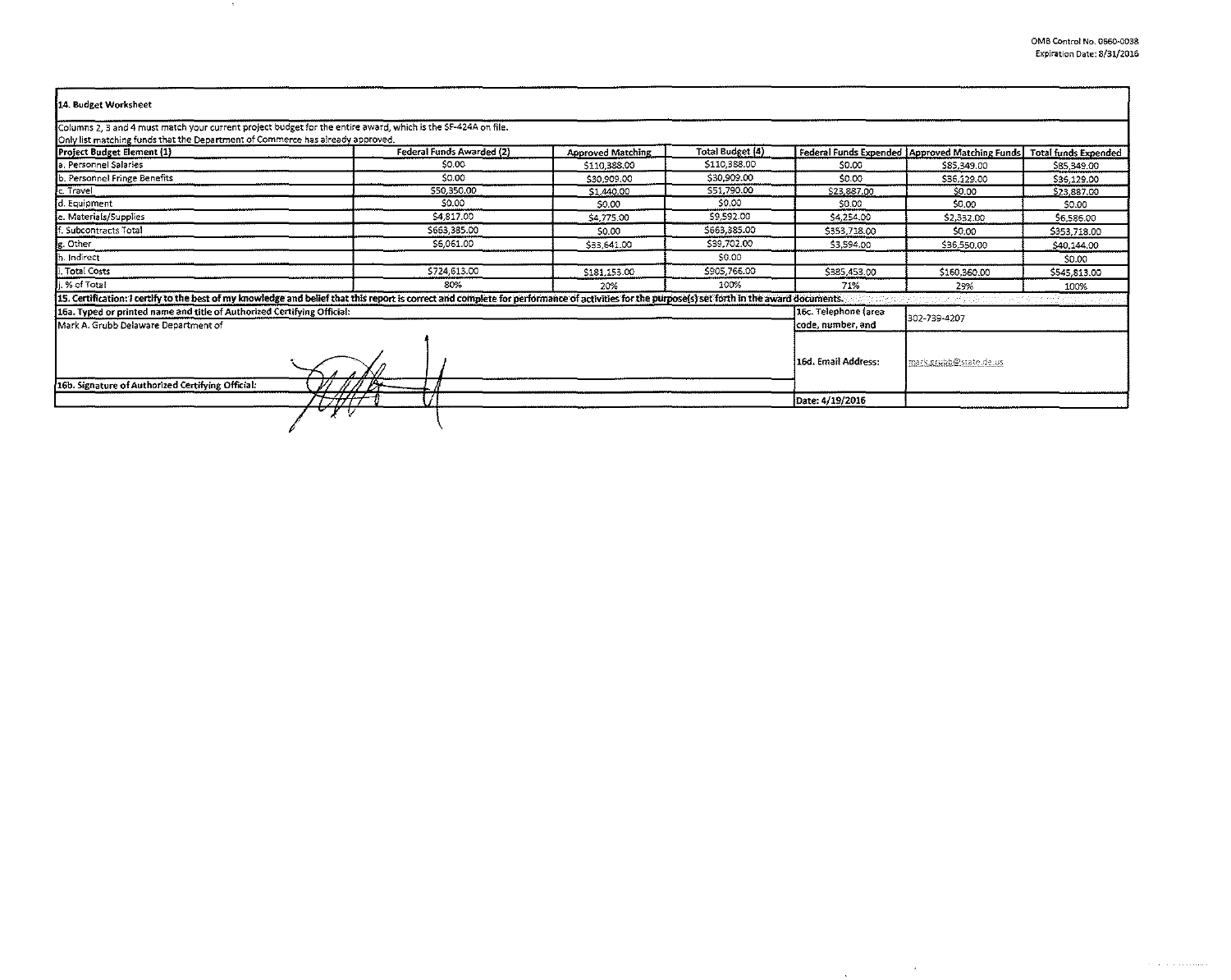OMB Control No. 0660-0038
Expiration Date: 8/31/2016

**14. Budget Worksheet**

Columns 2, 3 and 4 must match your current project budget for the entire award, which is the SF-424A on file.
Only list matching funds that the Department of Commerce has already approved.

| Project Budget Element (1) | Federal Funds Awarded (2) | Approved Matching | Total Budget (4) | Federal Funds Expended | Approved Matching Funds | Total funds Expended |
|---|---|---|---|---|---|---|
| a. Personnel Salaries | $0.00 | $110,388.00 | $110,388.00 | $0.00 | $85,349.00 | $85,349.00 |
| b. Personnel Fringe Benefits | $0.00 | $30,909.00 | $30,909.00 | $0.00 | $36,129.00 | $36,129.00 |
| c. Travel | $50,350.00 | $1,440.00 | $51,790.00 | $23,887.00 | $0.00 | $23,887.00 |
| d. Equipment | $0.00 | $0.00 | $0.00 | $0.00 | $0.00 | $0.00 |
| e. Materials/Supplies | $4,817.00 | $4,775.00 | $9,592.00 | $4,254.00 | $2,332.00 | $6,586.00 |
| f. Subcontracts Total | $663,385.00 | $0.00 | $663,385.00 | $353,718.00 | $0.00 | $353,718.00 |
| g. Other | $6,061.00 | $33,641.00 | $39,702.00 | $3,594.00 | $36,550.00 | $40,144.00 |
| h. Indirect | | | $0.00 | | | $0.00 |
| i. Total Costs | $724,613.00 | $181,153.00 | $905,766.00 | $385,453.00 | $160,360.00 | $545,813.00 |
| j. % of Total | 80% | 20% | 100% | 71% | 29% | 100% |

**15. Certification: I certify to the best of my knowledge and belief that this report is correct and complete for performance of activities for the purpose(s) set forth in the award documents.**

| | | |
|---|---|---|
| **16a. Typed or printed name and title of Authorized Certifying Official:** Mark A. Grubb Delaware Department of | 16c. Telephone (area code, number, and | 302-739-4207 |
| **16b. Signature of Authorized Certifying Official:** | 16d. Email Address: | mark.grubb@state.de.us |
| | Date: 4/19/2016 | |